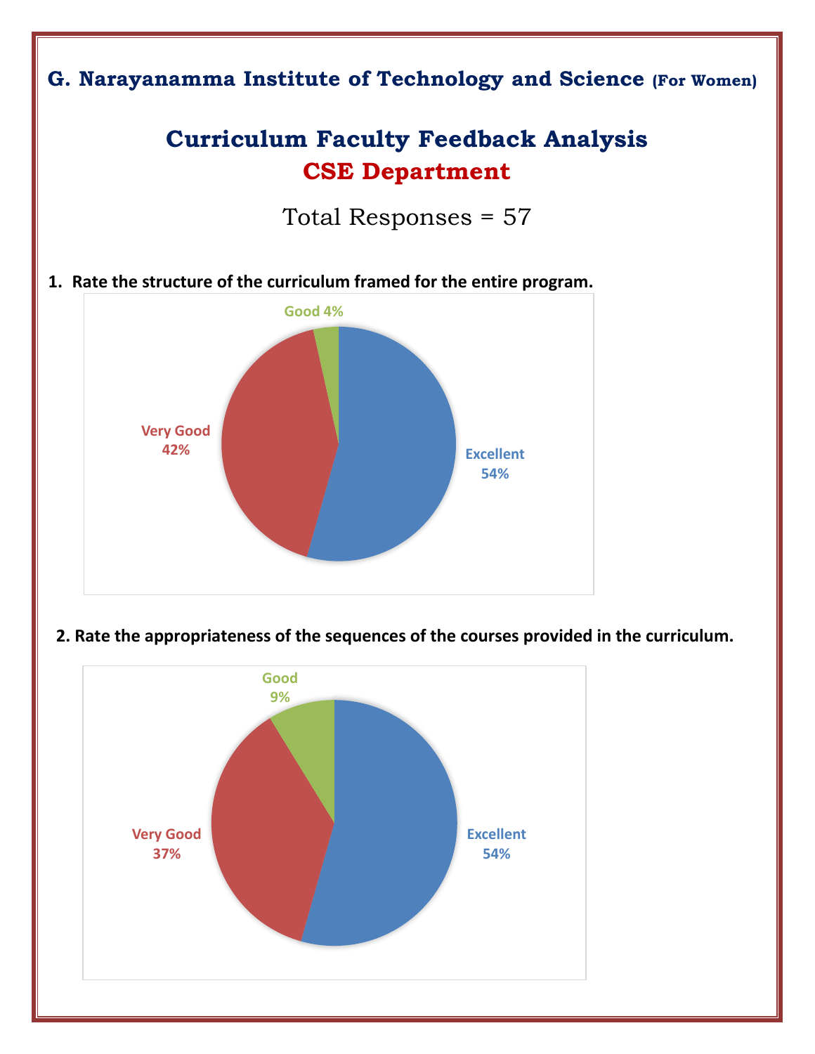**G. Narayanamma Institute of Technology and Science (For Women)**

# Curriculum Faculty Feedback Analysis

## CSE Department

Total Responses = 57

**1. Rate the structure of the curriculum framed for the entire program.**

Good 4%

Very Good 42%

Excellent 54%

**2. Rate the appropriateness of the sequences of the courses provided in the curriculum.**

Good 9%

Very Good 37%

Excellent 54%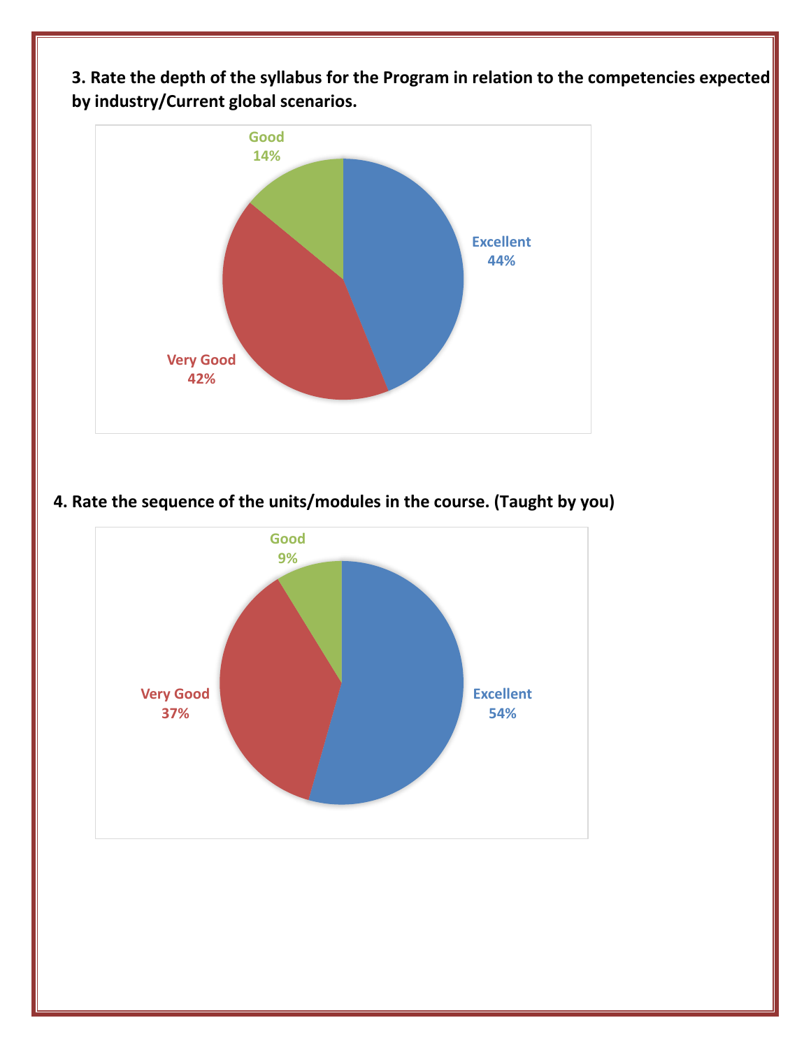**3. Rate the depth of the syllabus for the Program in relation to the competencies expected by industry/Current global scenarios.**

Good
14%

Excellent
44%

Very Good
42%

**4. Rate the sequence of the units/modules in the course. (Taught by you)**

Good
9%

Very Good
37%

Excellent
54%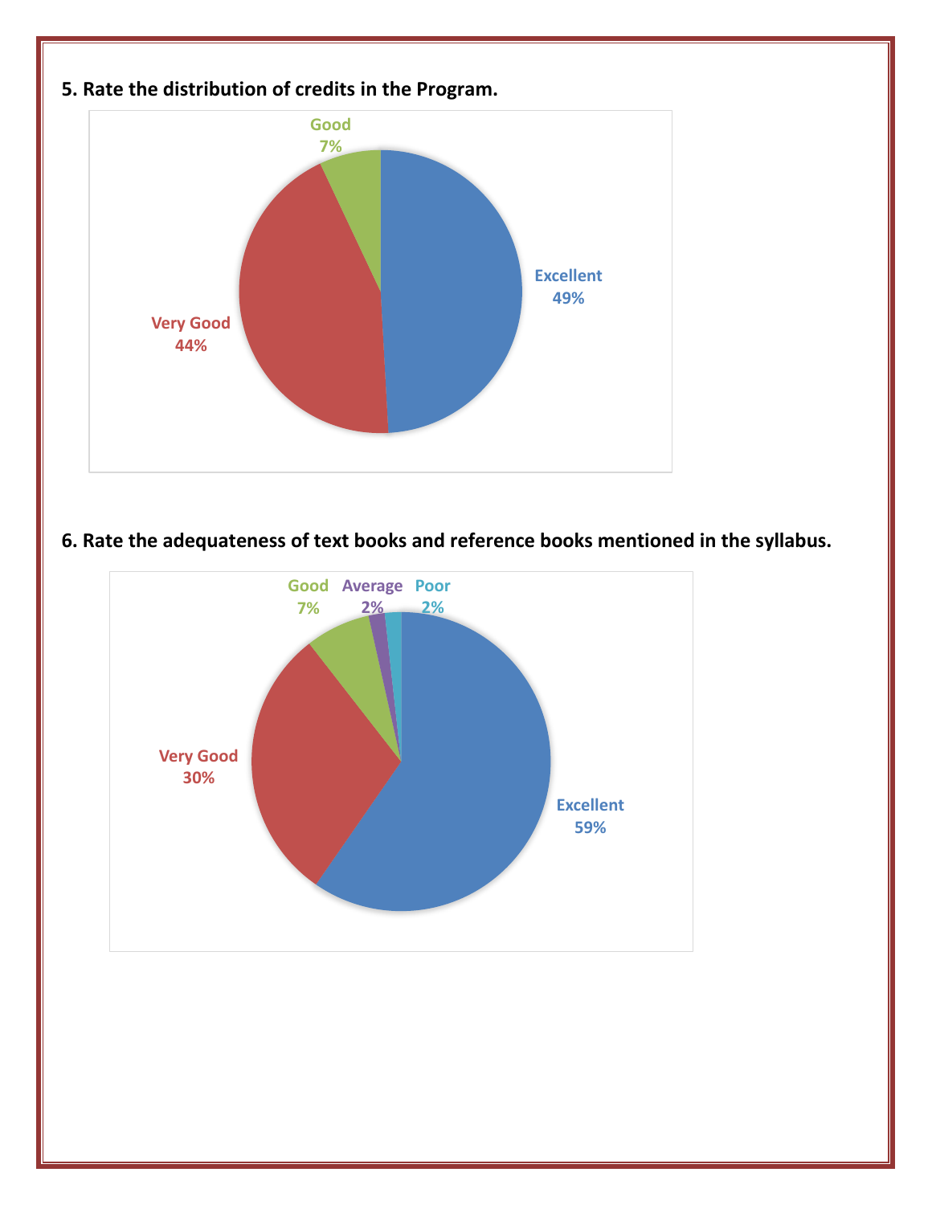**5. Rate the distribution of credits in the Program.**

Good 7%

Excellent 49%

Very Good 44%

**6. Rate the adequateness of text books and reference books mentioned in the syllabus.**

Good 7%

Average 2%

Poor 2%

Very Good 30%

Excellent 59%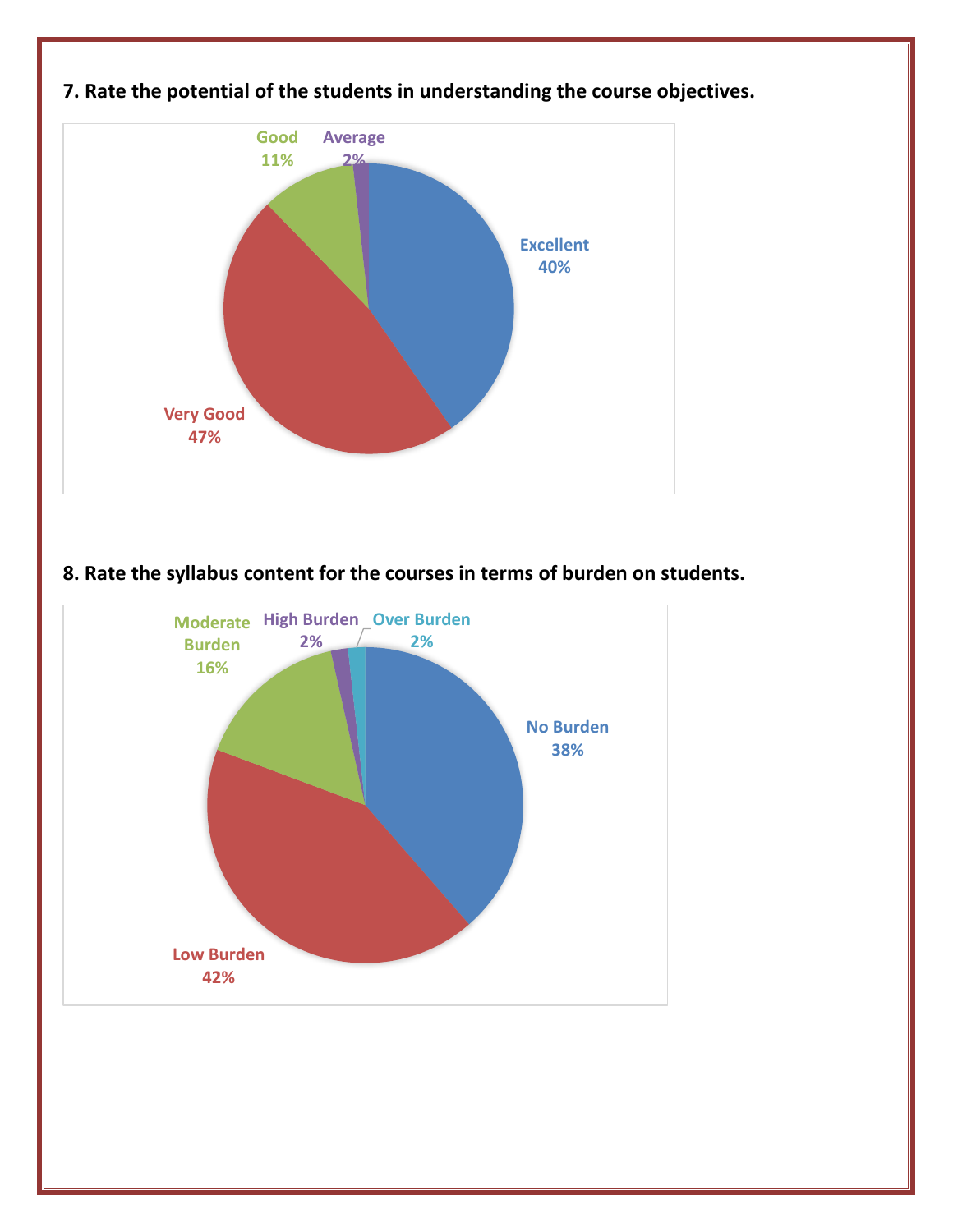**7. Rate the potential of the students in understanding the course objectives.**

Good
11%

Average
2%

Excellent
40%

Very Good
47%

**8. Rate the syllabus content for the courses in terms of burden on students.**

Moderate Burden
16%

High Burden
2%

Over Burden
2%

No Burden
38%

Low Burden
42%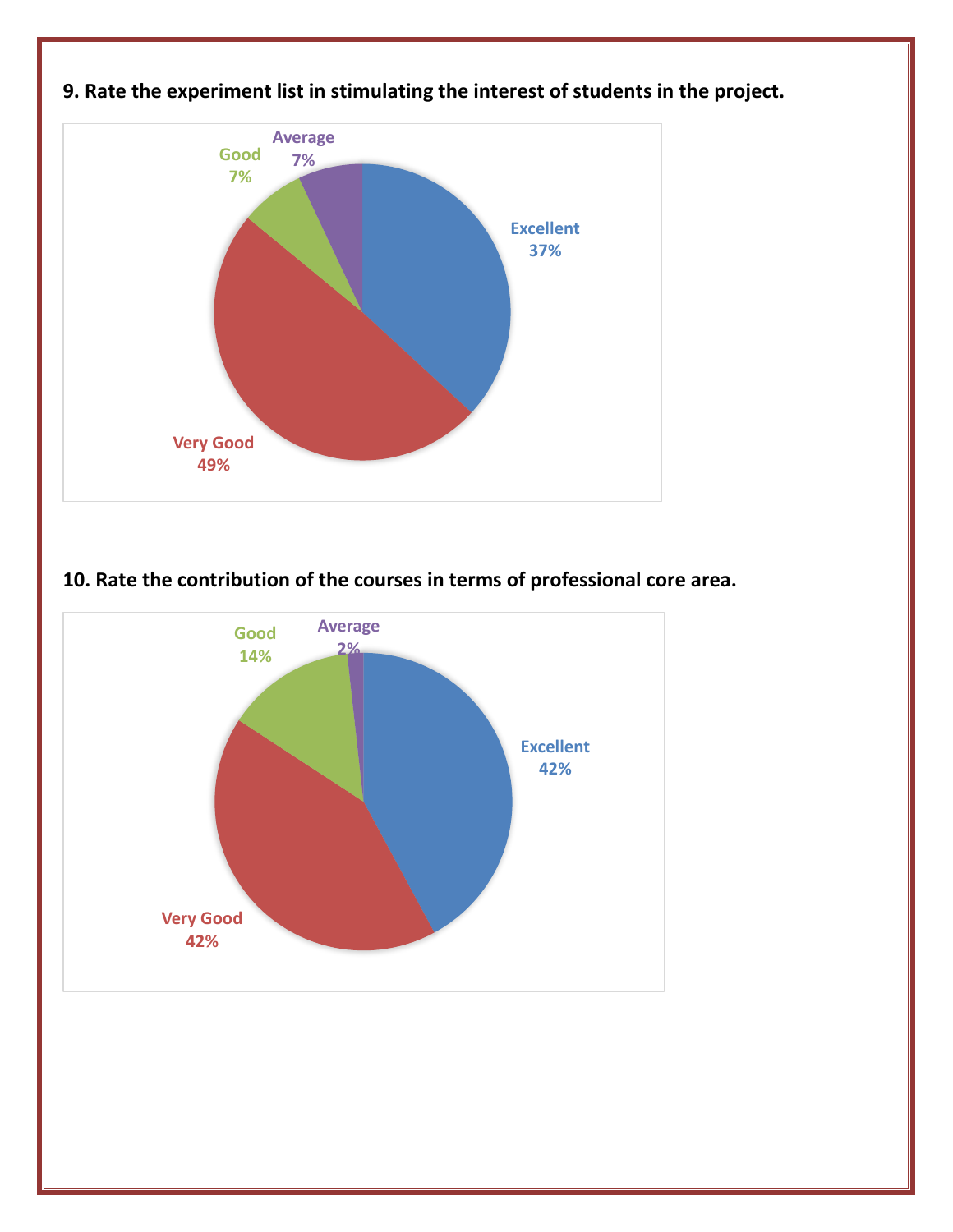**9. Rate the experiment list in stimulating the interest of students in the project.**

Average
7%

Good
7%

Excellent
37%

Very Good
49%

**10. Rate the contribution of the courses in terms of professional core area.**

Good
14%

Average
2%

Excellent
42%

Very Good
42%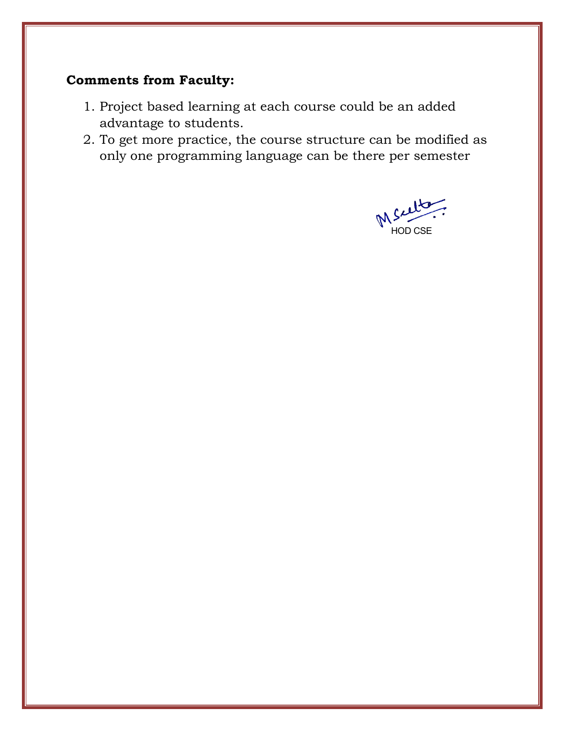**Comments from Faculty:**

1. Project based learning at each course could be an added advantage to students.
2. To get more practice, the course structure can be modified as only one programming language can be there per semester

HOD CSE